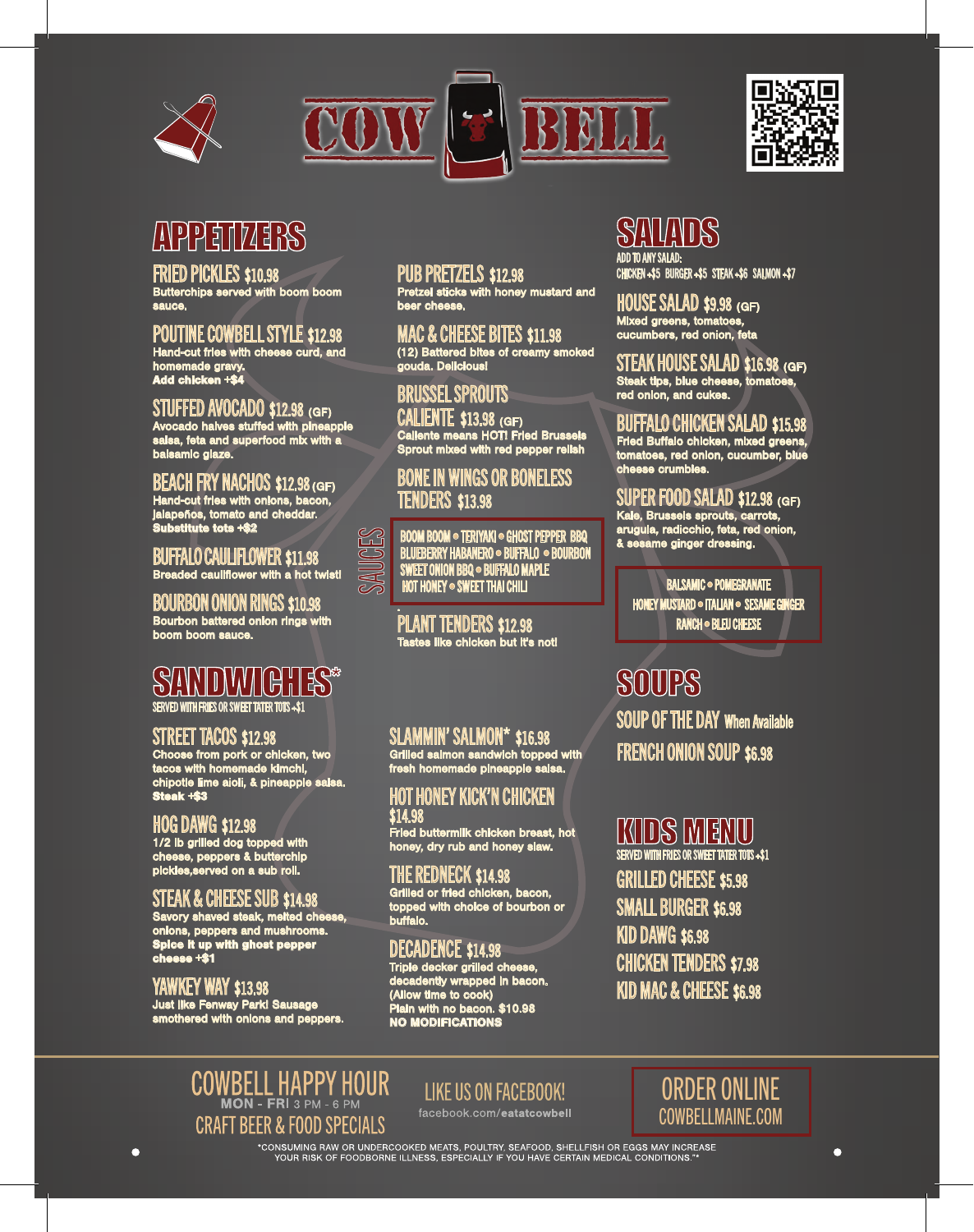# COW BELL

## APPETIZERS

### FRIED PICKLES $10.98
Butterchips served with boom boom sauce.

### POUTINE COWBELL STYLE $12.98
Hand-cut fries with cheese curd, and homemade gravy.
**Add chicken +$4**

### STUFFED AVOCADO $12.98 (GF)
Avocado halves stuffed with pineapple salsa, feta and superfood mix with a balsamic glaze.

### BEACH FRY NACHOS $12.98 (GF)
Hand-cut fries with onions, bacon, jalapeños, tomato and cheddar.
**Substitute tots +$2**

### BUFFALO CAULIFLOWER $11.98
Breaded cauliflower with a hot twist!

### BOURBON ONION RINGS $10.98
Bourbon battered onion rings with boom boom sauce.

### PUB PRETZELS $12.98
Pretzel sticks with honey mustard and beer cheese.

### MAC & CHEESE BITES $11.98
(12) Battered bites of creamy smoked gouda. Delicious!

### BRUSSEL SPROUTS CALIENTE $13.98 (GF)
Caliente means HOT! Fried Brussels Sprout mixed with red pepper relish

### BONE IN WINGS OR BONELESS TENDERS $13.98

**SAUCES**

BOOM BOOM • TERIYAKI • GHOST PEPPER BBQ
BLUEBERRY HABANERO • BUFFALO • BOURBON
SWEET ONION BBQ • BUFFALO MAPLE
HOT HONEY • SWEET THAI CHILI

### PLANT TENDERS $12.98
Tastes like chicken but it's not!

## SANDWICHES*

SERVED WITH FRIES OR SWEET TATER TOTS +$1

### STREET TACOS $12.98
Choose from pork or chicken, two tacos with homemade kimchi, chipotle lime aioli, & pineapple salsa.
**Steak +$3**

### HOG DAWG $12.98
1/2 lb grilled dog topped with cheese, peppers & butterchip pickles,served on a sub roll.

### STEAK & CHEESE SUB $14.98
Savory shaved steak, melted cheese, onions, peppers and mushrooms.
**Spice it up with ghost pepper cheese +$1**

### YAWKEY WAY $13.98
Just like Fenway Park! Sausage smothered with onions and peppers.

### SLAMMIN' SALMON* $16.98
Grilled salmon sandwich topped with fresh homemade pineapple salsa.

### HOT HONEY KICK'N CHICKEN $14.98
Fried buttermilk chicken breast, hot honey, dry rub and honey slaw.

### THE REDNECK $14.98
Grilled or fried chicken, bacon, topped with choice of bourbon or buffalo.

### DECADENCE $14.98
Triple decker grilled cheese, decadently wrapped in bacon. (Allow time to cook)
Plain with no bacon. $10.98
**NO MODIFICATIONS**

## SALADS

ADD TO ANY SALAD:
CHICKEN +$5 BURGER +$5 STEAK +$6 SALMON +$7

### HOUSE SALAD $9.98 (GF)
Mixed greens, tomatoes, cucumbers, red onion, feta

### STEAK HOUSE SALAD $16.98 (GF)
Steak tips, blue cheese, tomatoes, red onion, and cukes.

### BUFFALO CHICKEN SALAD $15.98
Fried Buffalo chicken, mixed greens, tomatoes, red onion, cucumber, blue cheese crumbles.

### SUPER FOOD SALAD $12.98 (GF)
Kale, Brussels sprouts, carrots, arugula, radicchio, feta, red onion, & sesame ginger dressing.

BALSAMIC • POMEGRANATE
HONEY MUSTARD • ITALIAN • SESAME GINGER
RANCH • BLEU CHEESE

## SOUPS

### SOUP OF THE DAY When Available

### FRENCH ONION SOUP $6.98

## KIDS MENU

SERVED WITH FRIES OR SWEET TATER TOTS +$1

### GRILLED CHEESE $5.98
### SMALL BURGER $6.98
### KID DAWG $6.98
### CHICKEN TENDERS $7.98
### KID MAC & CHEESE $6.98

---

**COWBELL HAPPY HOUR**
MON - FRI 3 PM - 6 PM
CRAFT BEER & FOOD SPECIALS

**LIKE US ON FACEBOOK!**
facebook.com/eatatcowbell

**ORDER ONLINE**
COWBELLMAINE.COM

*CONSUMING RAW OR UNDERCOOKED MEATS, POULTRY, SEAFOOD, SHELLFISH OR EGGS MAY INCREASE YOUR RISK OF FOODBORNE ILLNESS, ESPECIALLY IF YOU HAVE CERTAIN MEDICAL CONDITIONS.**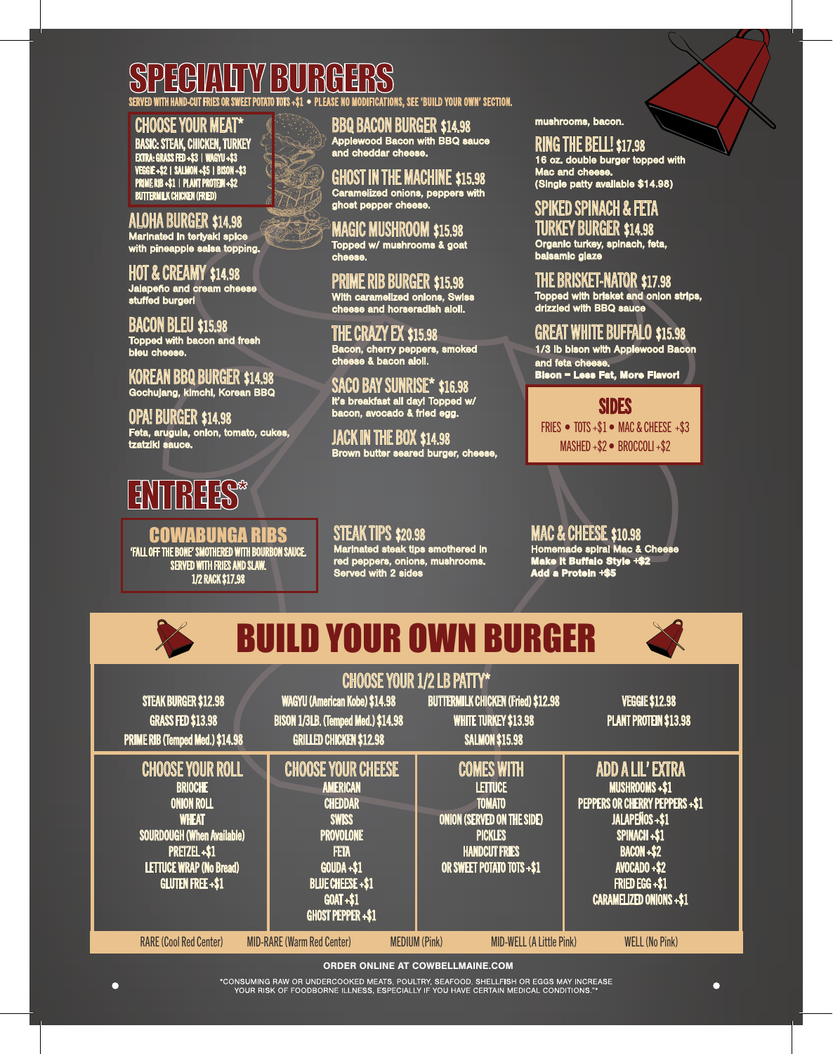# SPECIALTY BURGERS

SERVED WITH HAND-CUT FRIES OR SWEET POTATO TOTS +$1 • PLEASE NO MODIFICATIONS, SEE 'BUILD YOUR OWN' SECTION.

### CHOOSE YOUR MEAT*

BASIC: STEAK, CHICKEN, TURKEY
EXTRA: GRASS FED +$3 | WAGYU +$3
VEGGIE +$2 | SALMON +$5 | BISON +$3
PRIME RIB +$1 | PLANT PROTEIN +$2
BUTTERMILK CHICKEN (FRIED)

### ALOHA BURGER $14.98

Marinated in teriyaki spice with pineapple salsa topping.

### HOT & CREAMY $14.98

Jalapeño and cream cheese stuffed burger!

### BACON BLEU $15.98

Topped with bacon and fresh bleu cheese.

### KOREAN BBQ BURGER $14.98

Gochujang, kimchi, Korean BBQ

### OPA! BURGER $14.98

Feta, arugula, onion, tomato, cukes, tzatziki sauce.

### BBQ BACON BURGER $14.98

Applewood Bacon with BBQ sauce and cheddar cheese.

### GHOST IN THE MACHINE $15.98

Caramelized onions, peppers with ghost pepper cheese.

### MAGIC MUSHROOM $15.98

Topped w/ mushrooms & goat cheese.

### PRIME RIB BURGER $15.98

With caramelized onions, Swiss cheese and horseradish aioli.

### THE CRAZY EX $15.98

Bacon, cherry peppers, smoked cheese & bacon aioli.

### SACO BAY SUNRISE* $16.98

It's breakfast all day! Topped w/ bacon, avocado & fried egg.

### JACK IN THE BOX $14.98

Brown butter seared burger, cheese, mushrooms, bacon.

### RING THE BELL! $17.98

16 oz. double burger topped with Mac and cheese.
(Single patty available $14.98)

### SPIKED SPINACH & FETA TURKEY BURGER $14.98

Organic turkey, spinach, feta, balsamic glaze

### THE BRISKET-NATOR $17.98

Topped with brisket and onion strips, drizzled with BBQ sauce

### GREAT WHITE BUFFALO $15.98

1/3 lb bison with Applewood Bacon and feta cheese.
**Bison = Less Fat, More Flavor!**

### SIDES

FRIES • TOTS +$1 • MAC & CHEESE +$3
MASHED +$2 • BROCCOLI +$2

# ENTREES*

### COWABUNGA RIBS

'FALL OFF THE BONE' SMOTHERED WITH BOURBON SAUCE.
SERVED WITH FRIES AND SLAW.
1/2 RACK $17.98

### STEAK TIPS $20.98

Marinated steak tips smothered in red peppers, onions, mushrooms. Served with 2 sides

### MAC & CHEESE $10.98

Homemade spiral Mac & Cheese
**Make it Buffalo Style +$2**
**Add a Protein +$5**

# BUILD YOUR OWN BURGER

## CHOOSE YOUR 1/2 LB PATTY*

STEAK BURGER $12.98
GRASS FED $13.98
PRIME RIB (Temped Med.) $14.98
WAGYU (American Kobe) $14.98
BISON 1/3LB. (Temped Med.) $14.98
GRILLED CHICKEN $12.98
BUTTERMILK CHICKEN (Fried) $12.98
WHITE TURKEY $13.98
SALMON $15.98
VEGGIE $12.98
PLANT PROTEIN $13.98

### CHOOSE YOUR ROLL

BRIOCHE
ONION ROLL
WHEAT
SOURDOUGH (When Available)
PRETZEL +$1
LETTUCE WRAP (No Bread)
GLUTEN FREE +$1

### CHOOSE YOUR CHEESE

AMERICAN
CHEDDAR
SWISS
PROVOLONE
FETA
GOUDA +$1
BLUE CHEESE +$1
GOAT +$1
GHOST PEPPER +$1

### COMES WITH

LETTUCE
TOMATO
ONION (SERVED ON THE SIDE)
PICKLES
HANDCUT FRIES
OR SWEET POTATO TOTS +$1

### ADD A LIL' EXTRA

MUSHROOMS +$1
PEPPERS OR CHERRY PEPPERS +$1
JALAPEÑOS +$1
SPINACH +$1
BACON +$2
AVOCADO +$2
FRIED EGG +$1
CARAMELIZED ONIONS +$1

RARE (Cool Red Center) | MID-RARE (Warm Red Center) | MEDIUM (Pink) | MID-WELL (A Little Pink) | WELL (No Pink)

**ORDER ONLINE AT COWBELLMAINE.COM**

*CONSUMING RAW OR UNDERCOOKED MEATS, POULTRY, SEAFOOD, SHELLFISH OR EGGS MAY INCREASE YOUR RISK OF FOODBORNE ILLNESS, ESPECIALLY IF YOU HAVE CERTAIN MEDICAL CONDITIONS.*